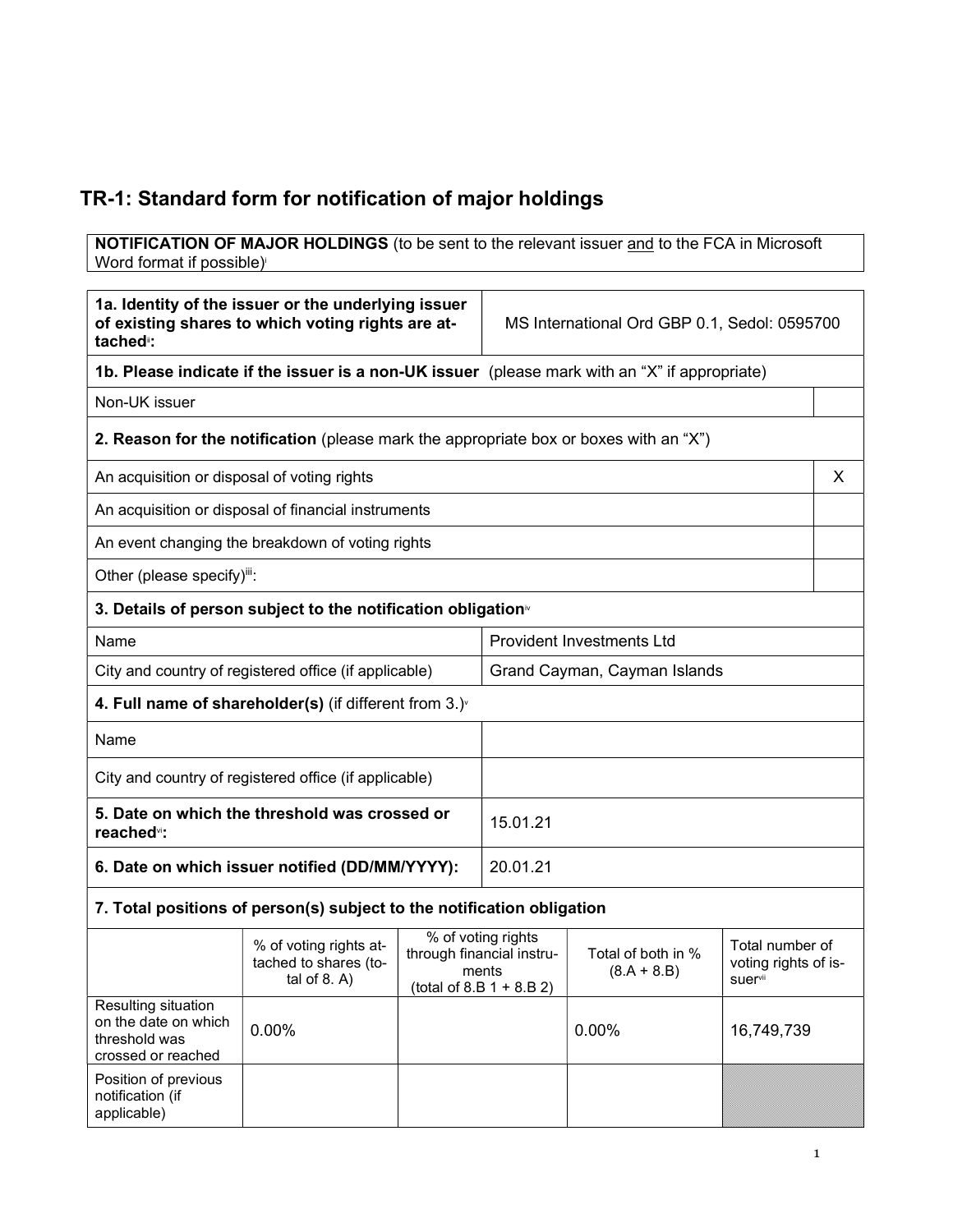# TR-1: Standard form for notification of major holdings

**NOTIFICATION OF MAJOR HOLDINGS** (to be sent to the relevant issuer and to the FCA in Microsoft Word format if possible)[i]

| **1a. Identity of the issuer or the underlying issuer of existing shares to which voting rights are attached[ii]:** | MS International Ord GBP 0.1, Sedol: 0595700 |
|---|---|

**1b. Please indicate if the issuer is a non-UK issuer** (please mark with an "X" if appropriate)

| Non-UK issuer | |
|---|---|

**2. Reason for the notification** (please mark the appropriate box or boxes with an "X")

| | |
|---|---|
| An acquisition or disposal of voting rights | X |
| An acquisition or disposal of financial instruments | |
| An event changing the breakdown of voting rights | |
| Other (please specify)[iii]: | |

**3. Details of person subject to the notification obligation[iv]**

| | |
|---|---|
| Name | Provident Investments Ltd |
| City and country of registered office (if applicable) | Grand Cayman, Cayman Islands |

**4. Full name of shareholder(s)** (if different from 3.)[v]

| | |
|---|---|
| Name | |
| City and country of registered office (if applicable) | |

| | |
|---|---|
| **5. Date on which the threshold was crossed or reached[vi]:** | 15.01.21 |
| **6. Date on which issuer notified (DD/MM/YYYY):** | 20.01.21 |

**7. Total positions of person(s) subject to the notification obligation**

| | % of voting rights attached to shares (total of 8. A) | % of voting rights through financial instruments (total of 8.B 1 + 8.B 2) | Total of both in % (8.A + 8.B) | Total number of voting rights of issuer[vii] |
|---|---|---|---|---|
| Resulting situation on the date on which threshold was crossed or reached | 0.00% | | 0.00% | 16,749,739 |
| Position of previous notification (if applicable) | | | | |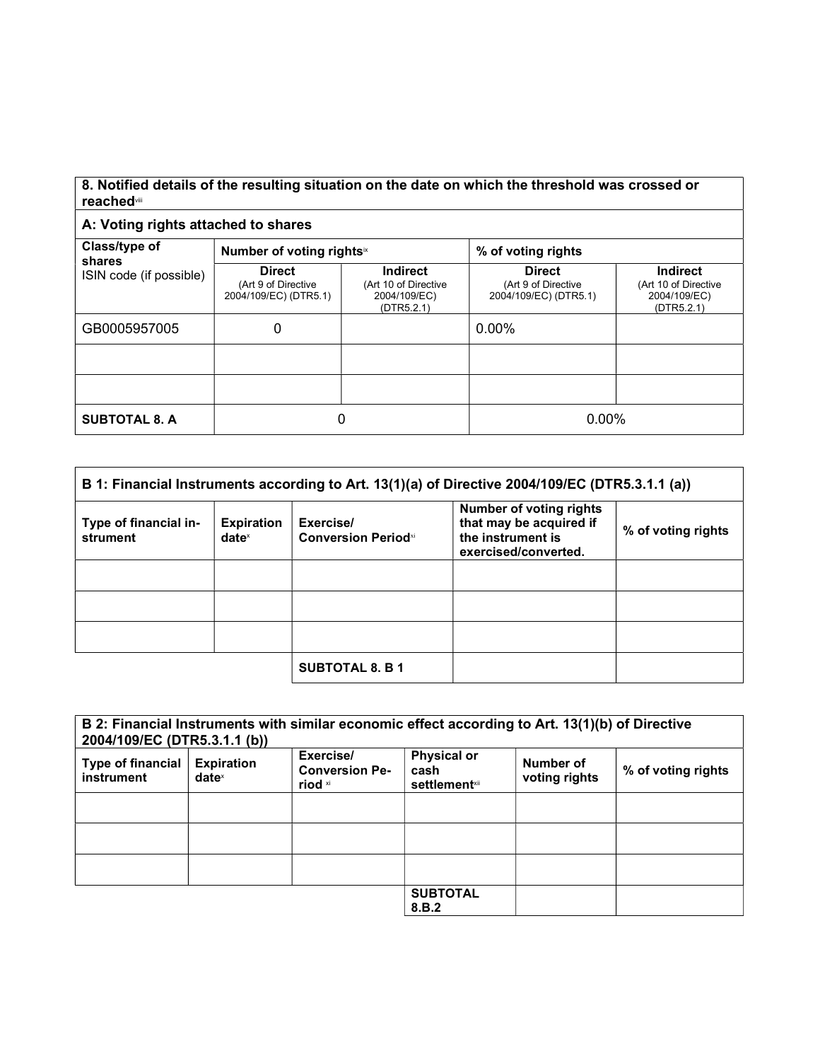| 8. Notified details of the resulting situation on the date on which the threshold was crossed or reached[viii] | | | | |
|---|---|---|---|---|
| **A: Voting rights attached to shares** | | | | |
| **Class/type of shares** ISIN code (if possible) | **Number of voting rights**[ix] | | **% of voting rights** | |
| | **Direct** (Art 9 of Directive 2004/109/EC) (DTR5.1) | **Indirect** (Art 10 of Directive 2004/109/EC) (DTR5.2.1) | **Direct** (Art 9 of Directive 2004/109/EC) (DTR5.1) | **Indirect** (Art 10 of Directive 2004/109/EC) (DTR5.2.1) |
| GB0005957005 | 0 | | 0.00% | |
| | | | | |
| | | | | |
| **SUBTOTAL 8. A** | 0 | | 0.00% | |

| B 1: Financial Instruments according to Art. 13(1)(a) of Directive 2004/109/EC (DTR5.3.1.1 (a)) | | | | |
|---|---|---|---|---|
| **Type of financial instrument** | **Expiration date**[x] | **Exercise/ Conversion Period**[xi] | **Number of voting rights that may be acquired if the instrument is exercised/converted.** | **% of voting rights** |
| | | | | |
| | | | | |
| | | | | |
| | | **SUBTOTAL 8. B 1** | | |

| B 2: Financial Instruments with similar economic effect according to Art. 13(1)(b) of Directive 2004/109/EC (DTR5.3.1.1 (b)) | | | | | |
|---|---|---|---|---|---|
| **Type of financial instrument** | **Expiration date**[x] | **Exercise/ Conversion Period** [xi] | **Physical or cash settlement**[xii] | **Number of voting rights** | **% of voting rights** |
| | | | | | |
| | | | | | |
| | | | | | |
| | | | **SUBTOTAL 8.B.2** | | |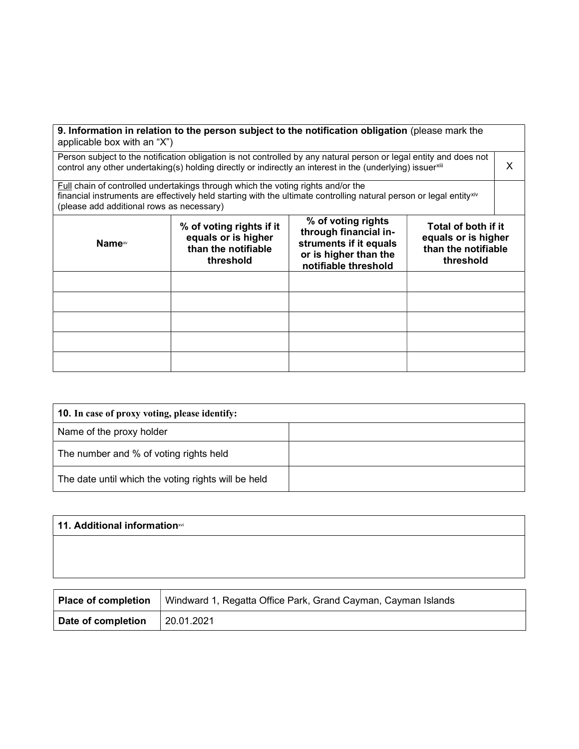| **9. Information in relation to the person subject to the notification obligation** (please mark the applicable box with an "X") | | | | |
|---|---|---|---|---|
| Person subject to the notification obligation is not controlled by any natural person or legal entity and does not control any other undertaking(s) holding directly or indirectly an interest in the (underlying) issuer[xiii] | | | | X |
| Full chain of controlled undertakings through which the voting rights and/or the financial instruments are effectively held starting with the ultimate controlling natural person or legal entity[xiv] (please add additional rows as necessary) | | | | |
| **Name**[xv] | **% of voting rights if it equals or is higher than the notifiable threshold** | **% of voting rights through financial instruments if it equals or is higher than the notifiable threshold** | **Total of both if it equals or is higher than the notifiable threshold** | |
| | | | | |
| | | | | |
| | | | | |
| | | | | |
| | | | | |

| **10. In case of proxy voting, please identify:** | |
|---|---|
| Name of the proxy holder | |
| The number and % of voting rights held | |
| The date until which the voting rights will be held | |

| **11. Additional information**[xvi] |
|---|
| |

| **Place of completion** | Windward 1, Regatta Office Park, Grand Cayman, Cayman Islands |
|---|---|
| **Date of completion** | 20.01.2021 |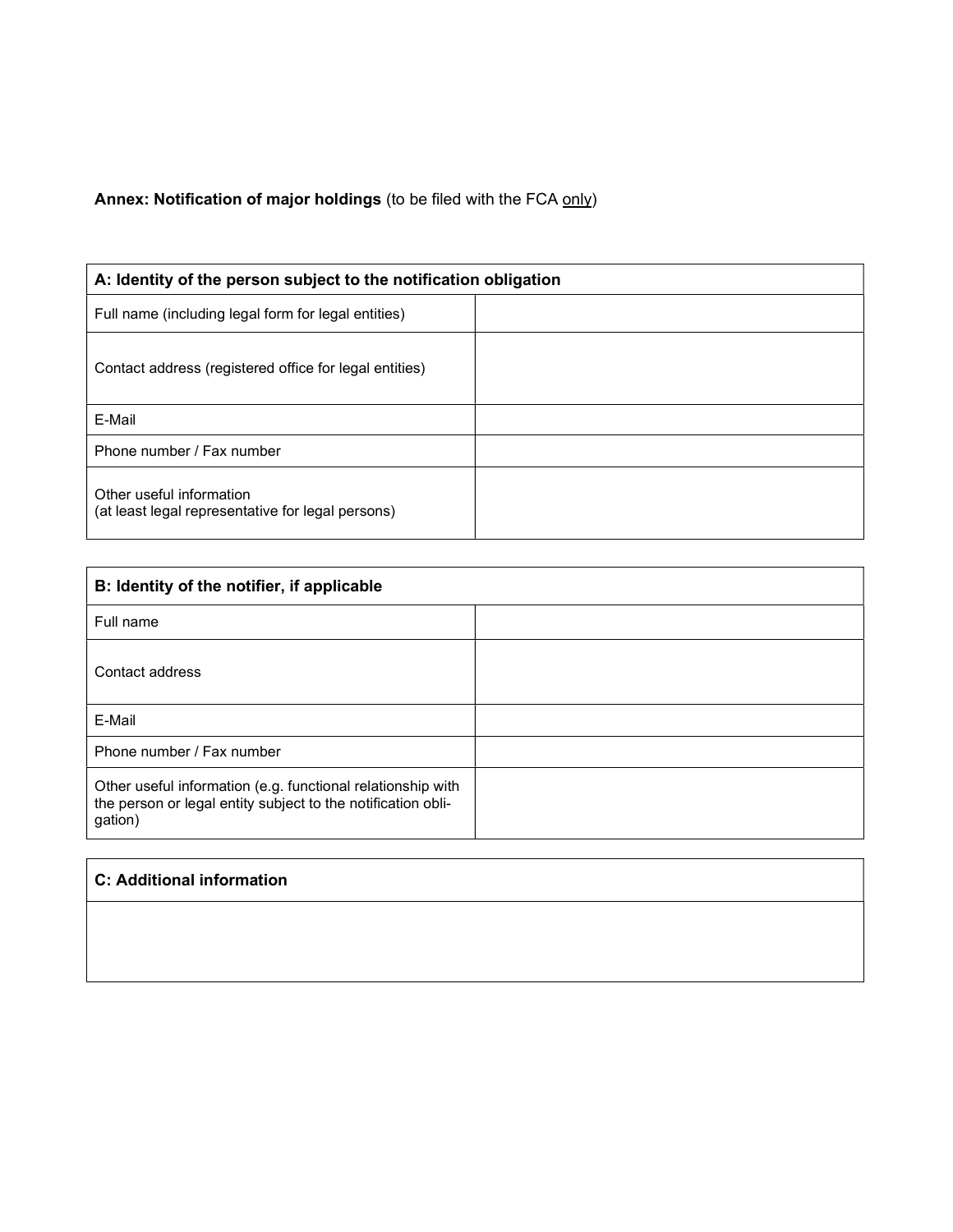**Annex: Notification of major holdings** (to be filed with the FCA only)

| A: Identity of the person subject to the notification obligation | |
|---|---|
| Full name (including legal form for legal entities) | |
| Contact address (registered office for legal entities) | |
| E-Mail | |
| Phone number / Fax number | |
| Other useful information (at least legal representative for legal persons) | |

| B: Identity of the notifier, if applicable | |
|---|---|
| Full name | |
| Contact address | |
| E-Mail | |
| Phone number / Fax number | |
| Other useful information (e.g. functional relationship with the person or legal entity subject to the notification obligation) | |

| C: Additional information |
|---|
| |